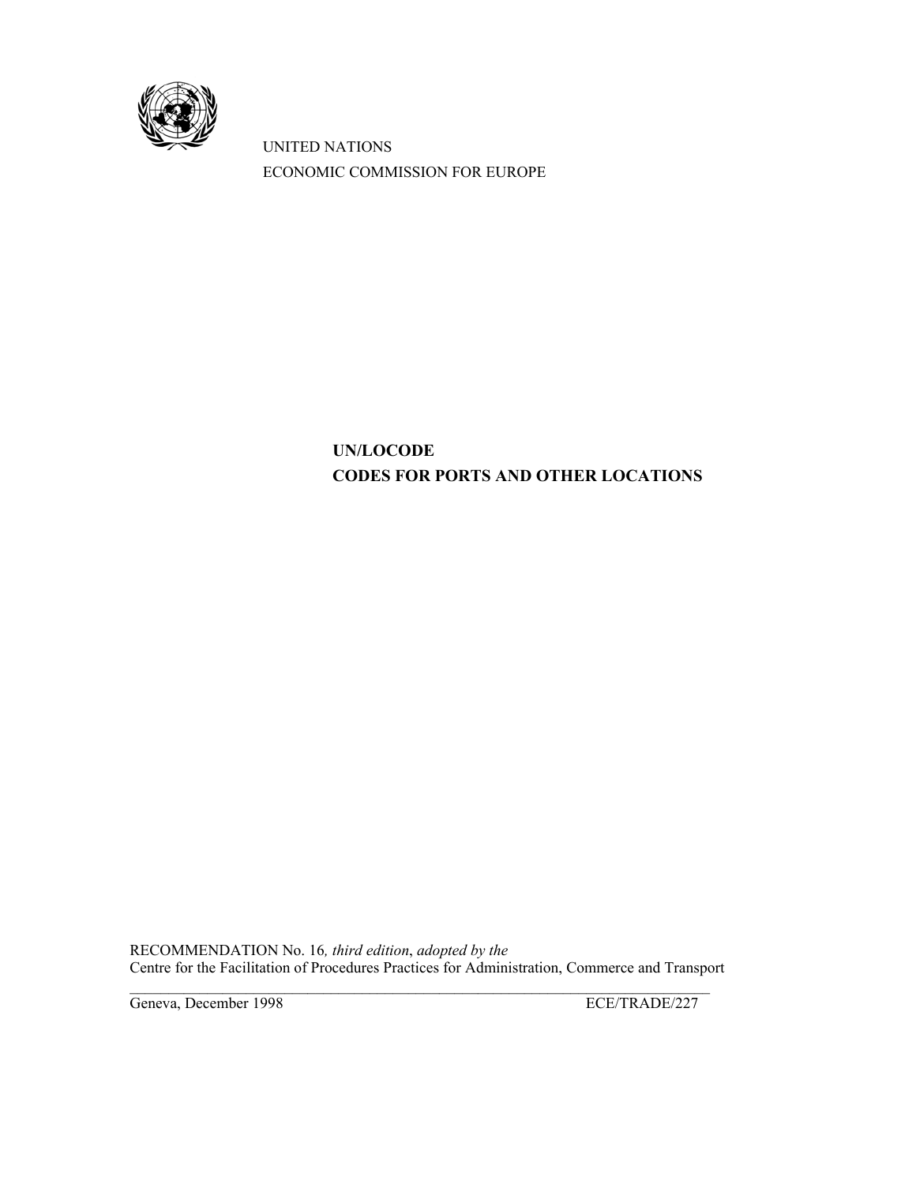UNITED NATIONS

ECONOMIC COMMISSION FOR EUROPE

# UN/LOCODE
# CODES FOR PORTS AND OTHER LOCATIONS

RECOMMENDATION No. 16*, third edition*, *adopted by the*
Centre for the Facilitation of Procedures Practices for Administration, Commerce and Transport

Geneva, December 1998 ECE/TRADE/227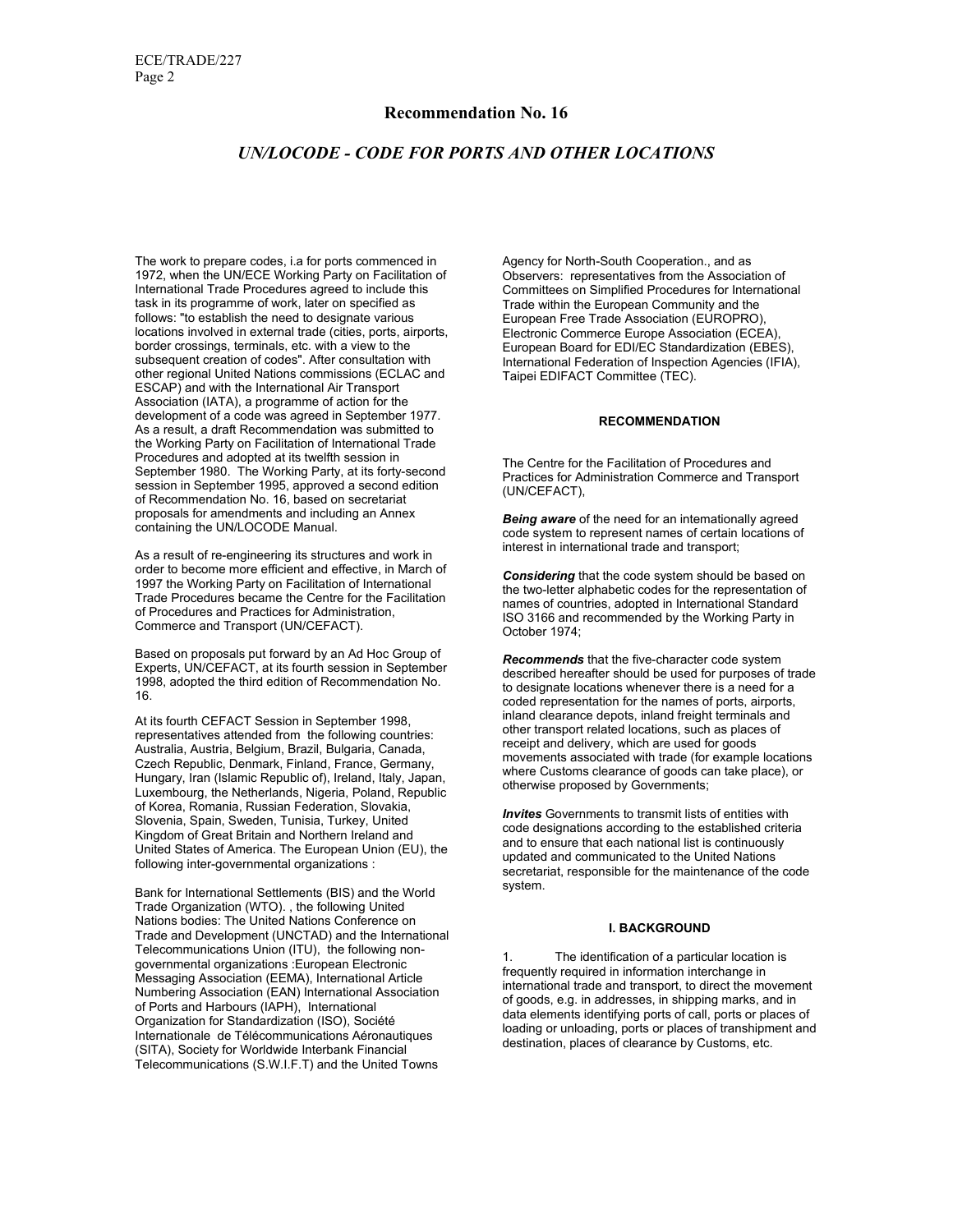## Recommendation No. 16

### *UN/LOCODE - CODE FOR PORTS AND OTHER LOCATIONS*

The work to prepare codes, i.a for ports commenced in 1972, when the UN/ECE Working Party on Facilitation of International Trade Procedures agreed to include this task in its programme of work, later on specified as follows: "to establish the need to designate various locations involved in external trade (cities, ports, airports, border crossings, terminals, etc. with a view to the subsequent creation of codes". After consultation with other regional United Nations commissions (ECLAC and ESCAP) and with the International Air Transport Association (IATA), a programme of action for the development of a code was agreed in September 1977. As a result, a draft Recommendation was submitted to the Working Party on Facilitation of International Trade Procedures and adopted at its twelfth session in September 1980. The Working Party, at its forty-second session in September 1995, approved a second edition of Recommendation No. 16, based on secretariat proposals for amendments and including an Annex containing the UN/LOCODE Manual.

As a result of re-engineering its structures and work in order to become more efficient and effective, in March of 1997 the Working Party on Facilitation of International Trade Procedures became the Centre for the Facilitation of Procedures and Practices for Administration, Commerce and Transport (UN/CEFACT).

Based on proposals put forward by an Ad Hoc Group of Experts, UN/CEFACT, at its fourth session in September 1998, adopted the third edition of Recommendation No. 16.

At its fourth CEFACT Session in September 1998, representatives attended from the following countries: Australia, Austria, Belgium, Brazil, Bulgaria, Canada, Czech Republic, Denmark, Finland, France, Germany, Hungary, Iran (Islamic Republic of), Ireland, Italy, Japan, Luxembourg, the Netherlands, Nigeria, Poland, Republic of Korea, Romania, Russian Federation, Slovakia, Slovenia, Spain, Sweden, Tunisia, Turkey, United Kingdom of Great Britain and Northern Ireland and United States of America. The European Union (EU), the following inter-governmental organizations :

Bank for International Settlements (BIS) and the World Trade Organization (WTO). , the following United Nations bodies: The United Nations Conference on Trade and Development (UNCTAD) and the International Telecommunications Union (ITU), the following non-governmental organizations :European Electronic Messaging Association (EEMA), International Article Numbering Association (EAN) International Association of Ports and Harbours (IAPH), International Organization for Standardization (ISO), Société Internationale de Télécommunications Aéronautiques (SITA), Society for Worldwide Interbank Financial Telecommunications (S.W.I.F.T) and the United Towns Agency for North-South Cooperation., and as Observers: representatives from the Association of Committees on Simplified Procedures for International Trade within the European Community and the European Free Trade Association (EUROPRO), Electronic Commerce Europe Association (ECEA), European Board for EDI/EC Standardization (EBES), International Federation of Inspection Agencies (IFIA), Taipei EDIFACT Committee (TEC).

#### RECOMMENDATION

The Centre for the Facilitation of Procedures and Practices for Administration Commerce and Transport (UN/CEFACT),

***Being aware*** of the need for an intemationally agreed code system to represent names of certain locations of interest in international trade and transport;

***Considering*** that the code system should be based on the two-letter alphabetic codes for the representation of names of countries, adopted in International Standard ISO 3166 and recommended by the Working Party in October 1974;

***Recommends*** that the five-character code system described hereafter should be used for purposes of trade to designate locations whenever there is a need for a coded representation for the names of ports, airports, inland clearance depots, inland freight terminals and other transport related locations, such as places of receipt and delivery, which are used for goods movements associated with trade (for example locations where Customs clearance of goods can take place), or otherwise proposed by Governments;

***Invites*** Governments to transmit lists of entities with code designations according to the established criteria and to ensure that each national list is continuously updated and communicated to the United Nations secretariat, responsible for the maintenance of the code system.

#### I. BACKGROUND

1. The identification of a particular location is frequently required in information interchange in international trade and transport, to direct the movement of goods, e.g. in addresses, in shipping marks, and in data elements identifying ports of call, ports or places of loading or unloading, ports or places of transhipment and destination, places of clearance by Customs, etc.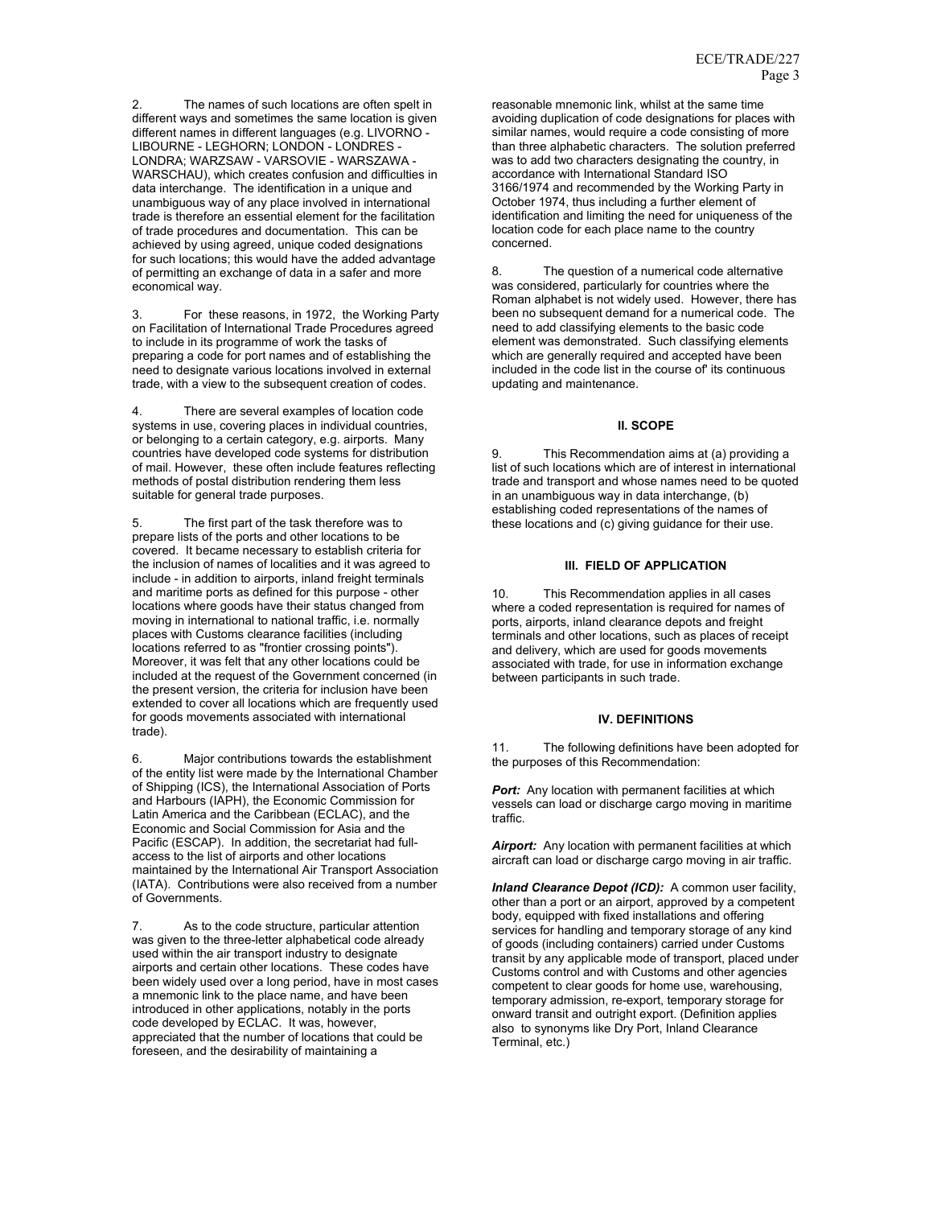2. The names of such locations are often spelt in different ways and sometimes the same location is given different names in different languages (e.g. LIVORNO - LIBOURNE - LEGHORN; LONDON - LONDRES - LONDRA; WARZSAW - VARSOVIE - WARSZAWA - WARSCHAU), which creates confusion and difficulties in data interchange. The identification in a unique and unambiguous way of any place involved in international trade is therefore an essential element for the facilitation of trade procedures and documentation. This can be achieved by using agreed, unique coded designations for such locations; this would have the added advantage of permitting an exchange of data in a safer and more economical way.

3. For these reasons, in 1972, the Working Party on Facilitation of International Trade Procedures agreed to include in its programme of work the tasks of preparing a code for port names and of establishing the need to designate various locations involved in external trade, with a view to the subsequent creation of codes.

4. There are several examples of location code systems in use, covering places in individual countries, or belonging to a certain category, e.g. airports. Many countries have developed code systems for distribution of mail. However, these often include features reflecting methods of postal distribution rendering them less suitable for general trade purposes.

5. The first part of the task therefore was to prepare lists of the ports and other locations to be covered. It became necessary to establish criteria for the inclusion of names of localities and it was agreed to include - in addition to airports, inland freight terminals and maritime ports as defined for this purpose - other locations where goods have their status changed from moving in international to national traffic, i.e. normally places with Customs clearance facilities (including locations referred to as "frontier crossing points"). Moreover, it was felt that any other locations could be included at the request of the Government concerned (in the present version, the criteria for inclusion have been extended to cover all locations which are frequently used for goods movements associated with international trade).

6. Major contributions towards the establishment of the entity list were made by the International Chamber of Shipping (ICS), the International Association of Ports and Harbours (IAPH), the Economic Commission for Latin America and the Caribbean (ECLAC), and the Economic and Social Commission for Asia and the Pacific (ESCAP). In addition, the secretariat had full-access to the list of airports and other locations maintained by the International Air Transport Association (IATA). Contributions were also received from a number of Governments.

7. As to the code structure, particular attention was given to the three-letter alphabetical code already used within the air transport industry to designate airports and certain other locations. These codes have been widely used over a long period, have in most cases a mnemonic link to the place name, and have been introduced in other applications, notably in the ports code developed by ECLAC. It was, however, appreciated that the number of locations that could be foreseen, and the desirability of maintaining a reasonable mnemonic link, whilst at the same time avoiding duplication of code designations for places with similar names, would require a code consisting of more than three alphabetic characters. The solution preferred was to add two characters designating the country, in accordance with International Standard ISO 3166/1974 and recommended by the Working Party in October 1974, thus including a further element of identification and limiting the need for uniqueness of the location code for each place name to the country concerned.

8. The question of a numerical code alternative was considered, particularly for countries where the Roman alphabet is not widely used. However, there has been no subsequent demand for a numerical code. The need to add classifying elements to the basic code element was demonstrated. Such classifying elements which are generally required and accepted have been included in the code list in the course of' its continuous updating and maintenance.

## II. SCOPE

9. This Recommendation aims at (a) providing a list of such locations which are of interest in international trade and transport and whose names need to be quoted in an unambiguous way in data interchange, (b) establishing coded representations of the names of these locations and (c) giving guidance for their use.

## III. FIELD OF APPLICATION

10. This Recommendation applies in all cases where a coded representation is required for names of ports, airports, inland clearance depots and freight terminals and other locations, such as places of receipt and delivery, which are used for goods movements associated with trade, for use in information exchange between participants in such trade.

## IV. DEFINITIONS

11. The following definitions have been adopted for the purposes of this Recommendation:

***Port:*** Any location with permanent facilities at which vessels can load or discharge cargo moving in maritime traffic.

***Airport:*** Any location with permanent facilities at which aircraft can load or discharge cargo moving in air traffic.

***Inland Clearance Depot (ICD):*** A common user facility, other than a port or an airport, approved by a competent body, equipped with fixed installations and offering services for handling and temporary storage of any kind of goods (including containers) carried under Customs transit by any applicable mode of transport, placed under Customs control and with Customs and other agencies competent to clear goods for home use, warehousing, temporary admission, re-export, temporary storage for onward transit and outright export. (Definition applies also to synonyms like Dry Port, Inland Clearance Terminal, etc.)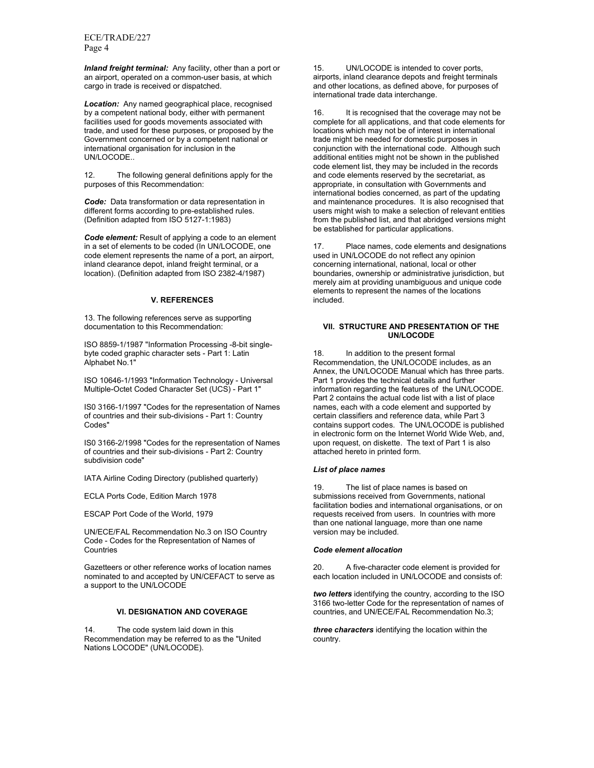***Inland freight terminal:*** Any facility, other than a port or an airport, operated on a common-user basis, at which cargo in trade is received or dispatched.

***Location:*** Any named geographical place, recognised by a competent national body, either with permanent facilities used for goods movements associated with trade, and used for these purposes, or proposed by the Government concerned or by a competent national or international organisation for inclusion in the UN/LOCODE..

12. The following general definitions apply for the purposes of this Recommendation:

***Code:*** Data transformation or data representation in different forms according to pre-established rules. (Definition adapted from ISO 5127-1:1983)

***Code element:*** Result of applying a code to an element in a set of elements to be coded (In UN/LOCODE, one code element represents the name of a port, an airport, inland clearance depot, inland freight terminal, or a location). (Definition adapted from ISO 2382-4/1987)

## V. REFERENCES

13. The following references serve as supporting documentation to this Recommendation:

ISO 8859-1/1987 "Information Processing -8-bit single-byte coded graphic character sets - Part 1: Latin Alphabet No.1"

ISO 10646-1/1993 "Information Technology - Universal Multiple-Octet Coded Character Set (UCS) - Part 1"

IS0 3166-1/1997 "Codes for the representation of Names of countries and their sub-divisions - Part 1: Country Codes"

IS0 3166-2/1998 "Codes for the representation of Names of countries and their sub-divisions - Part 2: Country subdivision code"

IATA Airline Coding Directory (published quarterly)

ECLA Ports Code, Edition March 1978

ESCAP Port Code of the World, 1979

UN/ECE/FAL Recommendation No.3 on ISO Country Code - Codes for the Representation of Names of Countries

Gazetteers or other reference works of location names nominated to and accepted by UN/CEFACT to serve as a support to the UN/LOCODE

## VI. DESIGNATION AND COVERAGE

14. The code system laid down in this Recommendation may be referred to as the "United Nations LOCODE" (UN/LOCODE).

15. UN/LOCODE is intended to cover ports, airports, inland clearance depots and freight terminals and other locations, as defined above, for purposes of international trade data interchange.

16. It is recognised that the coverage may not be complete for all applications, and that code elements for locations which may not be of interest in international trade might be needed for domestic purposes in conjunction with the international code. Although such additional entities might not be shown in the published code element list, they may be included in the records and code elements reserved by the secretariat, as appropriate, in consultation with Governments and international bodies concerned, as part of the updating and maintenance procedures. It is also recognised that users might wish to make a selection of relevant entities from the published list, and that abridged versions might be established for particular applications.

17. Place names, code elements and designations used in UN/LOCODE do not reflect any opinion concerning international, national, local or other boundaries, ownership or administrative jurisdiction, but merely aim at providing unambiguous and unique code elements to represent the names of the locations included.

## VII. STRUCTURE AND PRESENTATION OF THE UN/LOCODE

18. In addition to the present formal Recommendation, the UN/LOCODE includes, as an Annex, the UN/LOCODE Manual which has three parts. Part 1 provides the technical details and further information regarding the features of the UN/LOCODE. Part 2 contains the actual code list with a list of place names, each with a code element and supported by certain classifiers and reference data, while Part 3 contains support codes. The UN/LOCODE is published in electronic form on the Internet World Wide Web, and, upon request, on diskette. The text of Part 1 is also attached hereto in printed form.

### *List of place names*

19. The list of place names is based on submissions received from Governments, national facilitation bodies and international organisations, or on requests received from users. In countries with more than one national language, more than one name version may be included.

### *Code element allocation*

20. A five-character code element is provided for each location included in UN/LOCODE and consists of:

***two letters*** identifying the country, according to the ISO 3166 two-letter Code for the representation of names of countries, and UN/ECE/FAL Recommendation No.3;

***three characters*** identifying the location within the country.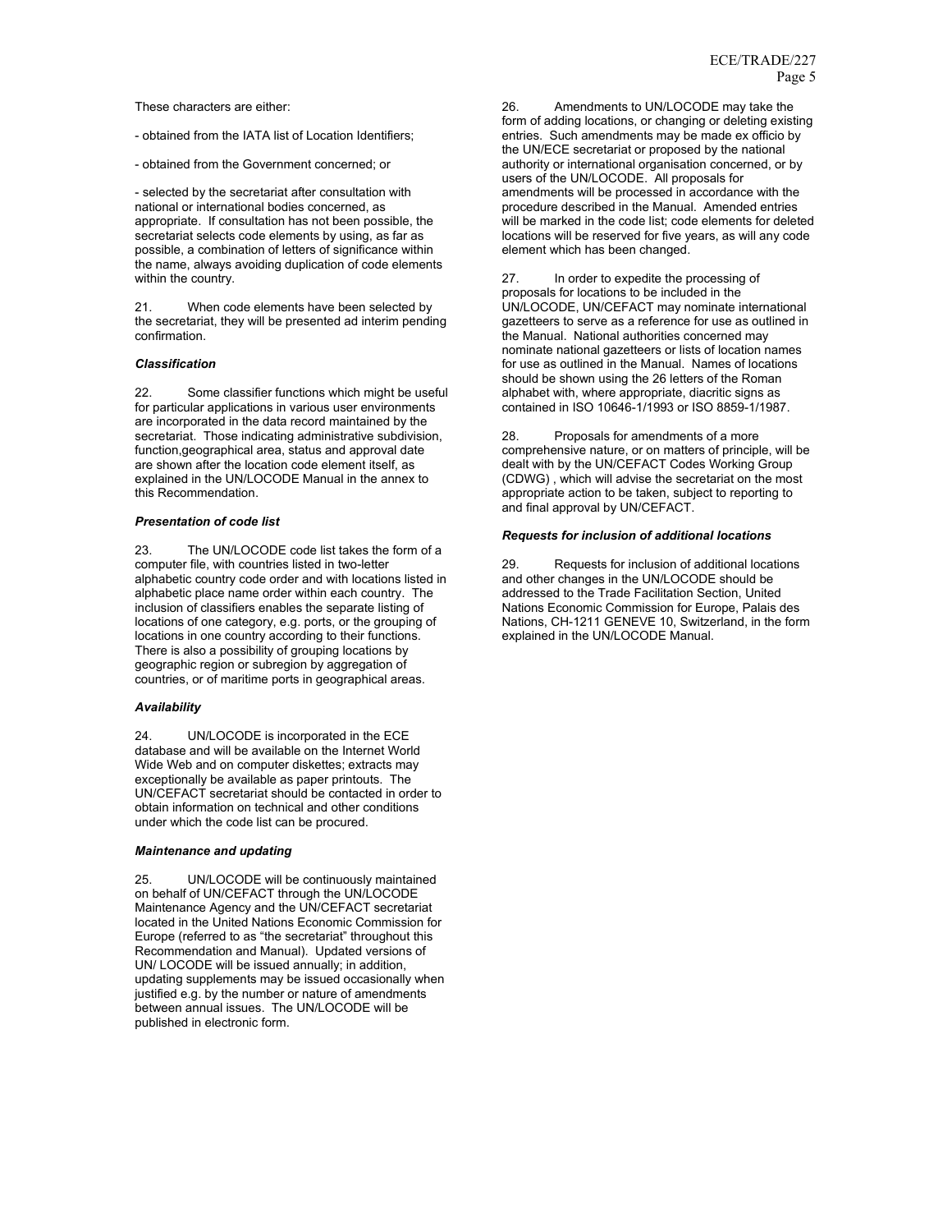These characters are either:

- obtained from the IATA list of Location Identifiers;

- obtained from the Government concerned; or

- selected by the secretariat after consultation with national or international bodies concerned, as appropriate. If consultation has not been possible, the secretariat selects code elements by using, as far as possible, a combination of letters of significance within the name, always avoiding duplication of code elements within the country.

21. When code elements have been selected by the secretariat, they will be presented ad interim pending confirmation.

### *Classification*

22. Some classifier functions which might be useful for particular applications in various user environments are incorporated in the data record maintained by the secretariat. Those indicating administrative subdivision, function,geographical area, status and approval date are shown after the location code element itself, as explained in the UN/LOCODE Manual in the annex to this Recommendation.

### *Presentation of code list*

23. The UN/LOCODE code list takes the form of a computer file, with countries listed in two-letter alphabetic country code order and with locations listed in alphabetic place name order within each country. The inclusion of classifiers enables the separate listing of locations of one category, e.g. ports, or the grouping of locations in one country according to their functions. There is also a possibility of grouping locations by geographic region or subregion by aggregation of countries, or of maritime ports in geographical areas.

### *Availability*

24. UN/LOCODE is incorporated in the ECE database and will be available on the Internet World Wide Web and on computer diskettes; extracts may exceptionally be available as paper printouts. The UN/CEFACT secretariat should be contacted in order to obtain information on technical and other conditions under which the code list can be procured.

### *Maintenance and updating*

25. UN/LOCODE will be continuously maintained on behalf of UN/CEFACT through the UN/LOCODE Maintenance Agency and the UN/CEFACT secretariat located in the United Nations Economic Commission for Europe (referred to as "the secretariat" throughout this Recommendation and Manual). Updated versions of UN/ LOCODE will be issued annually; in addition, updating supplements may be issued occasionally when justified e.g. by the number or nature of amendments between annual issues. The UN/LOCODE will be published in electronic form.

26. Amendments to UN/LOCODE may take the form of adding locations, or changing or deleting existing entries. Such amendments may be made ex officio by the UN/ECE secretariat or proposed by the national authority or international organisation concerned, or by users of the UN/LOCODE. All proposals for amendments will be processed in accordance with the procedure described in the Manual. Amended entries will be marked in the code list; code elements for deleted locations will be reserved for five years, as will any code element which has been changed.

27. In order to expedite the processing of proposals for locations to be included in the UN/LOCODE, UN/CEFACT may nominate international gazetteers to serve as a reference for use as outlined in the Manual. National authorities concerned may nominate national gazetteers or lists of location names for use as outlined in the Manual. Names of locations should be shown using the 26 letters of the Roman alphabet with, where appropriate, diacritic signs as contained in ISO 10646-1/1993 or ISO 8859-1/1987.

28. Proposals for amendments of a more comprehensive nature, or on matters of principle, will be dealt with by the UN/CEFACT Codes Working Group (CDWG) , which will advise the secretariat on the most appropriate action to be taken, subject to reporting to and final approval by UN/CEFACT.

### *Requests for inclusion of additional locations*

29. Requests for inclusion of additional locations and other changes in the UN/LOCODE should be addressed to the Trade Facilitation Section, United Nations Economic Commission for Europe, Palais des Nations, CH-1211 GENEVE 10, Switzerland, in the form explained in the UN/LOCODE Manual.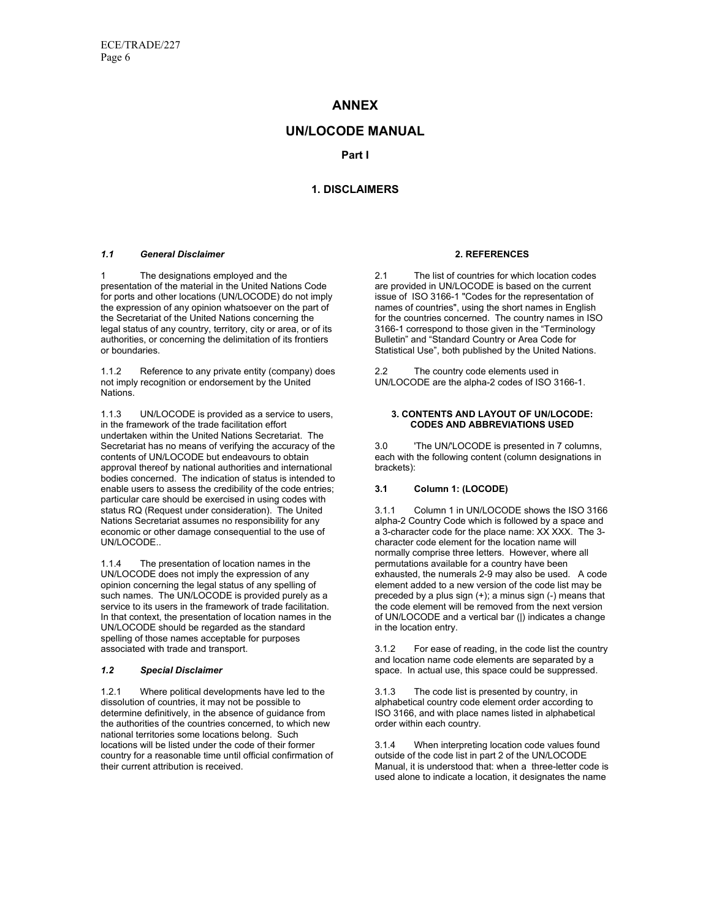# ANNEX

## UN/LOCODE MANUAL

### Part I

### 1. DISCLAIMERS

#### *1.1 General Disclaimer*

1 The designations employed and the presentation of the material in the United Nations Code for ports and other locations (UN/LOCODE) do not imply the expression of any opinion whatsoever on the part of the Secretariat of the United Nations concerning the legal status of any country, territory, city or area, or of its authorities, or concerning the delimitation of its frontiers or boundaries.

1.1.2 Reference to any private entity (company) does not imply recognition or endorsement by the United Nations.

1.1.3 UN/LOCODE is provided as a service to users, in the framework of the trade facilitation effort undertaken within the United Nations Secretariat. The Secretariat has no means of verifying the accuracy of the contents of UN/LOCODE but endeavours to obtain approval thereof by national authorities and international bodies concerned. The indication of status is intended to enable users to assess the credibility of the code entries; particular care should be exercised in using codes with status RQ (Request under consideration). The United Nations Secretariat assumes no responsibility for any economic or other damage consequential to the use of UN/LOCODE..

1.1.4 The presentation of location names in the UN/LOCODE does not imply the expression of any opinion concerning the legal status of any spelling of such names. The UN/LOCODE is provided purely as a service to its users in the framework of trade facilitation. In that context, the presentation of location names in the UN/LOCODE should be regarded as the standard spelling of those names acceptable for purposes associated with trade and transport.

#### *1.2 Special Disclaimer*

1.2.1 Where political developments have led to the dissolution of countries, it may not be possible to determine definitively, in the absence of guidance from the authorities of the countries concerned, to which new national territories some locations belong. Such locations will be listed under the code of their former country for a reasonable time until official confirmation of their current attribution is received.

### 2. REFERENCES

2.1 The list of countries for which location codes are provided in UN/LOCODE is based on the current issue of ISO 3166-1 "Codes for the representation of names of countries", using the short names in English for the countries concerned. The country names in ISO 3166-1 correspond to those given in the "Terminology Bulletin" and "Standard Country or Area Code for Statistical Use", both published by the United Nations.

2.2 The country code elements used in UN/LOCODE are the alpha-2 codes of ISO 3166-1.

### 3. CONTENTS AND LAYOUT OF UN/LOCODE: CODES AND ABBREVIATIONS USED

3.0 'The UN/'LOCODE is presented in 7 columns, each with the following content (column designations in brackets):

#### 3.1 Column 1: (LOCODE)

3.1.1 Column 1 in UN/LOCODE shows the ISO 3166 alpha-2 Country Code which is followed by a space and a 3-character code for the place name: XX XXX. The 3-character code element for the location name will normally comprise three letters. However, where all permutations available for a country have been exhausted, the numerals 2-9 may also be used. A code element added to a new version of the code list may be preceded by a plus sign (+); a minus sign (-) means that the code element will be removed from the next version of UN/LOCODE and a vertical bar (|) indicates a change in the location entry.

3.1.2 For ease of reading, in the code list the country and location name code elements are separated by a space. In actual use, this space could be suppressed.

3.1.3 The code list is presented by country, in alphabetical country code element order according to ISO 3166, and with place names listed in alphabetical order within each country.

3.1.4 When interpreting location code values found outside of the code list in part 2 of the UN/LOCODE Manual, it is understood that: when a three-letter code is used alone to indicate a location, it designates the name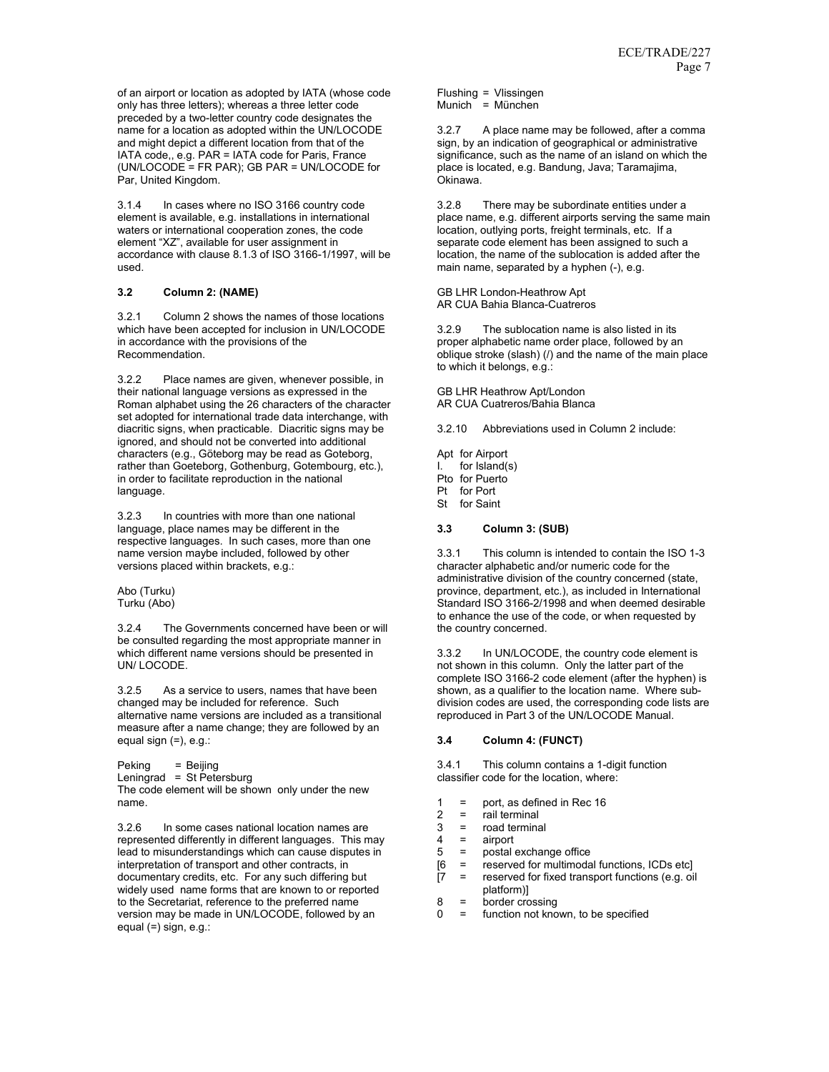of an airport or location as adopted by IATA (whose code only has three letters); whereas a three letter code preceded by a two-letter country code designates the name for a location as adopted within the UN/LOCODE and might depict a different location from that of the IATA code,, e.g. PAR = IATA code for Paris, France (UN/LOCODE = FR PAR); GB PAR = UN/LOCODE for Par, United Kingdom.

3.1.4 In cases where no ISO 3166 country code element is available, e.g. installations in international waters or international cooperation zones, the code element "XZ", available for user assignment in accordance with clause 8.1.3 of ISO 3166-1/1997, will be used.

### 3.2 Column 2: (NAME)

3.2.1 Column 2 shows the names of those locations which have been accepted for inclusion in UN/LOCODE in accordance with the provisions of the Recommendation.

3.2.2 Place names are given, whenever possible, in their national language versions as expressed in the Roman alphabet using the 26 characters of the character set adopted for international trade data interchange, with diacritic signs, when practicable. Diacritic signs may be ignored, and should not be converted into additional characters (e.g., Göteborg may be read as Goteborg, rather than Goeteborg, Gothenburg, Gotembourg, etc.), in order to facilitate reproduction in the national language.

3.2.3 In countries with more than one national language, place names may be different in the respective languages. In such cases, more than one name version maybe included, followed by other versions placed within brackets, e.g.:

Abo (Turku)
Turku (Abo)

3.2.4 The Governments concerned have been or will be consulted regarding the most appropriate manner in which different name versions should be presented in UN/ LOCODE.

3.2.5 As a service to users, names that have been changed may be included for reference. Such alternative name versions are included as a transitional measure after a name change; they are followed by an equal sign (=), e.g.:

Peking = Beijing
Leningrad = St Petersburg
The code element will be shown only under the new name.

3.2.6 In some cases national location names are represented differently in different languages. This may lead to misunderstandings which can cause disputes in interpretation of transport and other contracts, in documentary credits, etc. For any such differing but widely used name forms that are known to or reported to the Secretariat, reference to the preferred name version may be made in UN/LOCODE, followed by an equal (=) sign, e.g.:

Flushing = Vlissingen
Munich = München

3.2.7 A place name may be followed, after a comma sign, by an indication of geographical or administrative significance, such as the name of an island on which the place is located, e.g. Bandung, Java; Taramajima, Okinawa.

3.2.8 There may be subordinate entities under a place name, e.g. different airports serving the same main location, outlying ports, freight terminals, etc. If a separate code element has been assigned to such a location, the name of the sublocation is added after the main name, separated by a hyphen (-), e.g.

GB LHR London-Heathrow Apt
AR CUA Bahia Blanca-Cuatreros

3.2.9 The sublocation name is also listed in its proper alphabetic name order place, followed by an oblique stroke (slash) (/) and the name of the main place to which it belongs, e.g.:

GB LHR Heathrow Apt/London
AR CUA Cuatreros/Bahia Blanca

3.2.10 Abbreviations used in Column 2 include:

Apt for Airport
I. for Island(s)
Pto for Puerto
Pt for Port
St for Saint

### 3.3 Column 3: (SUB)

3.3.1 This column is intended to contain the ISO 1-3 character alphabetic and/or numeric code for the administrative division of the country concerned (state, province, department, etc.), as included in International Standard ISO 3166-2/1998 and when deemed desirable to enhance the use of the code, or when requested by the country concerned.

3.3.2 In UN/LOCODE, the country code element is not shown in this column. Only the latter part of the complete ISO 3166-2 code element (after the hyphen) is shown, as a qualifier to the location name. Where sub-division codes are used, the corresponding code lists are reproduced in Part 3 of the UN/LOCODE Manual.

### 3.4 Column 4: (FUNCT)

3.4.1 This column contains a 1-digit function classifier code for the location, where:

1 = port, as defined in Rec 16
2 = rail terminal
3 = road terminal
4 = airport
5 = postal exchange office
[6 = reserved for multimodal functions, ICDs etc]
[7 = reserved for fixed transport functions (e.g. oil platform)]
8 = border crossing
0 = function not known, to be specified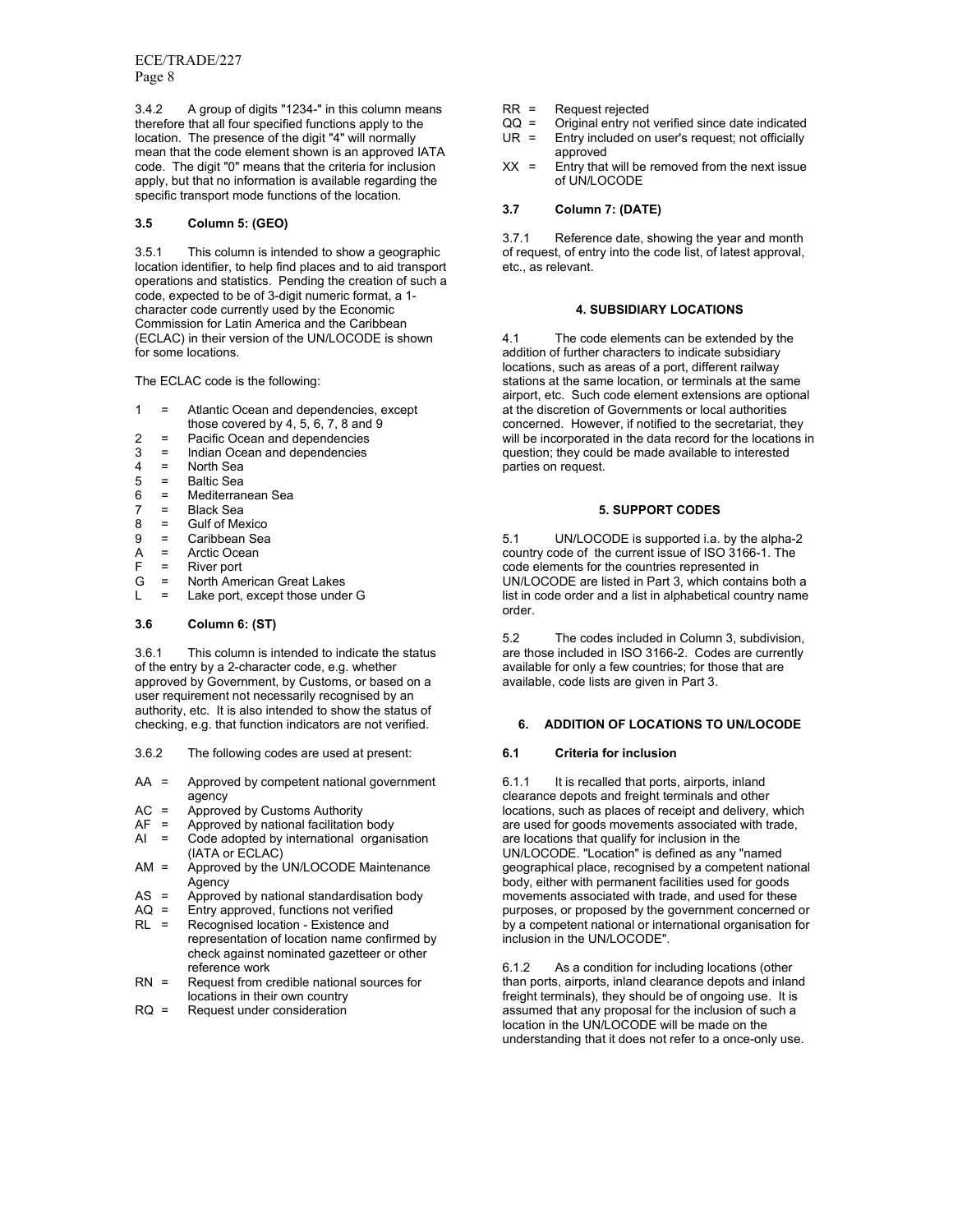3.4.2 A group of digits "1234-" in this column means therefore that all four specified functions apply to the location. The presence of the digit "4" will normally mean that the code element shown is an approved IATA code. The digit "0" means that the criteria for inclusion apply, but that no information is available regarding the specific transport mode functions of the location.

### 3.5 Column 5: (GEO)

3.5.1 This column is intended to show a geographic location identifier, to help find places and to aid transport operations and statistics. Pending the creation of such a code, expected to be of 3-digit numeric format, a 1-character code currently used by the Economic Commission for Latin America and the Caribbean (ECLAC) in their version of the UN/LOCODE is shown for some locations.

The ECLAC code is the following:

- 1 = Atlantic Ocean and dependencies, except those covered by 4, 5, 6, 7, 8 and 9
- 2 = Pacific Ocean and dependencies
- 3 = Indian Ocean and dependencies
- 4 = North Sea
- 5 = Baltic Sea
- 6 = Mediterranean Sea
- 7 = Black Sea
- 8 = Gulf of Mexico
- 9 = Caribbean Sea
- A = Arctic Ocean
- F = River port
- G = North American Great Lakes
- L = Lake port, except those under G

### 3.6 Column 6: (ST)

3.6.1 This column is intended to indicate the status of the entry by a 2-character code, e.g. whether approved by Government, by Customs, or based on a user requirement not necessarily recognised by an authority, etc. It is also intended to show the status of checking, e.g. that function indicators are not verified.

3.6.2 The following codes are used at present:

- AA = Approved by competent national government agency
- AC = Approved by Customs Authority
- AF = Approved by national facilitation body
- AI = Code adopted by international organisation (IATA or ECLAC)
- AM = Approved by the UN/LOCODE Maintenance Agency
- AS = Approved by national standardisation body
- AQ = Entry approved, functions not verified
- RL = Recognised location - Existence and representation of location name confirmed by check against nominated gazetteer or other reference work
- RN = Request from credible national sources for locations in their own country
- RQ = Request under consideration
- RR = Request rejected
- QQ = Original entry not verified since date indicated
- UR = Entry included on user's request; not officially approved
- XX = Entry that will be removed from the next issue of UN/LOCODE

### 3.7 Column 7: (DATE)

3.7.1 Reference date, showing the year and month of request, of entry into the code list, of latest approval, etc., as relevant.

## 4. SUBSIDIARY LOCATIONS

4.1 The code elements can be extended by the addition of further characters to indicate subsidiary locations, such as areas of a port, different railway stations at the same location, or terminals at the same airport, etc. Such code element extensions are optional at the discretion of Governments or local authorities concerned. However, if notified to the secretariat, they will be incorporated in the data record for the locations in question; they could be made available to interested parties on request.

## 5. SUPPORT CODES

5.1 UN/LOCODE is supported i.a. by the alpha-2 country code of the current issue of ISO 3166-1. The code elements for the countries represented in UN/LOCODE are listed in Part 3, which contains both a list in code order and a list in alphabetical country name order.

5.2 The codes included in Column 3, subdivision, are those included in ISO 3166-2. Codes are currently available for only a few countries; for those that are available, code lists are given in Part 3.

## 6. ADDITION OF LOCATIONS TO UN/LOCODE

### 6.1 Criteria for inclusion

6.1.1 It is recalled that ports, airports, inland clearance depots and freight terminals and other locations, such as places of receipt and delivery, which are used for goods movements associated with trade, are locations that qualify for inclusion in the UN/LOCODE. "Location" is defined as any "named geographical place, recognised by a competent national body, either with permanent facilities used for goods movements associated with trade, and used for these purposes, or proposed by the government concerned or by a competent national or international organisation for inclusion in the UN/LOCODE".

6.1.2 As a condition for including locations (other than ports, airports, inland clearance depots and inland freight terminals), they should be of ongoing use. It is assumed that any proposal for the inclusion of such a location in the UN/LOCODE will be made on the understanding that it does not refer to a once-only use.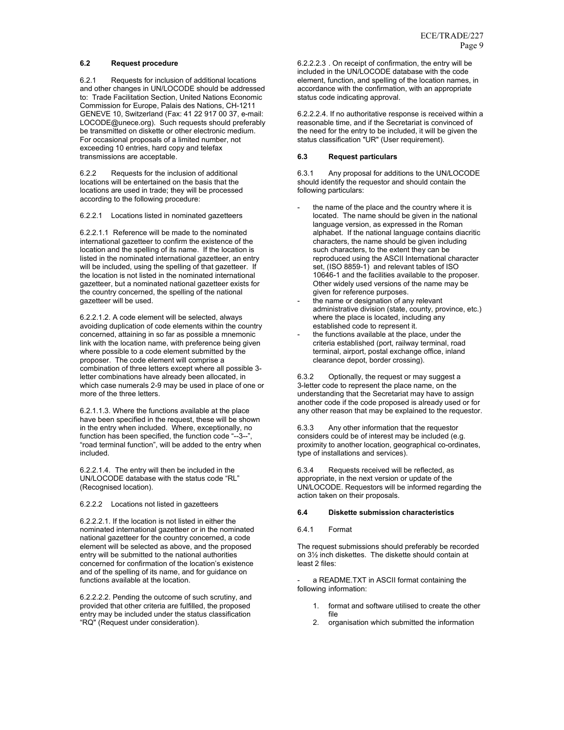### 6.2 Request procedure

6.2.1 Requests for inclusion of additional locations and other changes in UN/LOCODE should be addressed to: Trade Facilitation Section, United Nations Economic Commission for Europe, Palais des Nations, CH-1211 GENEVE 10, Switzerland (Fax: 41 22 917 00 37, e-mail: LOCODE@unece.org). Such requests should preferably be transmitted on diskette or other electronic medium. For occasional proposals of a limited number, not exceeding 10 entries, hard copy and telefax transmissions are acceptable.

6.2.2 Requests for the inclusion of additional locations will be entertained on the basis that the locations are used in trade; they will be processed according to the following procedure:

6.2.2.1 Locations listed in nominated gazetteers

6.2.2.1.1 Reference will be made to the nominated international gazetteer to confirm the existence of the location and the spelling of its name. If the location is listed in the nominated international gazetteer, an entry will be included, using the spelling of that gazetteer. If the location is not listed in the nominated international gazetteer, but a nominated national gazetteer exists for the country concerned, the spelling of the national gazetteer will be used.

6.2.2.1.2. A code element will be selected, always avoiding duplication of code elements within the country concerned, attaining in so far as possible a mnemonic link with the location name, with preference being given where possible to a code element submitted by the proposer. The code element will comprise a combination of three letters except where all possible 3-letter combinations have already been allocated, in which case numerals 2-9 may be used in place of one or more of the three letters.

6.2.1.1.3. Where the functions available at the place have been specified in the request, these will be shown in the entry when included. Where, exceptionally, no function has been specified, the function code "--3--", "road terminal function", will be added to the entry when included.

6.2.2.1.4. The entry will then be included in the UN/LOCODE database with the status code "RL" (Recognised location).

6.2.2.2 Locations not listed in gazetteers

6.2.2.2.1. If the location is not listed in either the nominated international gazetteer or in the nominated national gazetteer for the country concerned, a code element will be selected as above, and the proposed entry will be submitted to the national authorities concerned for confirmation of the location's existence and of the spelling of its name, and for guidance on functions available at the location.

6.2.2.2.2. Pending the outcome of such scrutiny, and provided that other criteria are fulfilled, the proposed entry may be included under the status classification "RQ" (Request under consideration).

6.2.2.2.3 . On receipt of confirmation, the entry will be included in the UN/LOCODE database with the code element, function, and spelling of the location names, in accordance with the confirmation, with an appropriate status code indicating approval.

6.2.2.2.4. If no authoritative response is received within a reasonable time, and if the Secretariat is convinced of the need for the entry to be included, it will be given the status classification "UR" (User requirement).

### 6.3 Request particulars

6.3.1 Any proposal for additions to the UN/LOCODE should identify the requestor and should contain the following particulars:

- the name of the place and the country where it is located. The name should be given in the national language version, as expressed in the Roman alphabet. If the national language contains diacritic characters, the name should be given including such characters, to the extent they can be reproduced using the ASCII International character set, (ISO 8859-1) and relevant tables of ISO 10646-1 and the facilities available to the proposer. Other widely used versions of the name may be given for reference purposes.
- the name or designation of any relevant administrative division (state, county, province, etc.) where the place is located, including any established code to represent it.
- the functions available at the place, under the criteria established (port, railway terminal, road terminal, airport, postal exchange office, inland clearance depot, border crossing).

6.3.2 Optionally, the request or may suggest a 3-letter code to represent the place name, on the understanding that the Secretariat may have to assign another code if the code proposed is already used or for any other reason that may be explained to the requestor.

6.3.3 Any other information that the requestor considers could be of interest may be included (e.g. proximity to another location, geographical co-ordinates, type of installations and services).

6.3.4 Requests received will be reflected, as appropriate, in the next version or update of the UN/LOCODE. Requestors will be informed regarding the action taken on their proposals.

### 6.4 Diskette submission characteristics

6.4.1 Format

The request submissions should preferably be recorded on 3½ inch diskettes. The diskette should contain at least 2 files:

- a README.TXT in ASCII format containing the following information:

  1. format and software utilised to create the other file
  2. organisation which submitted the information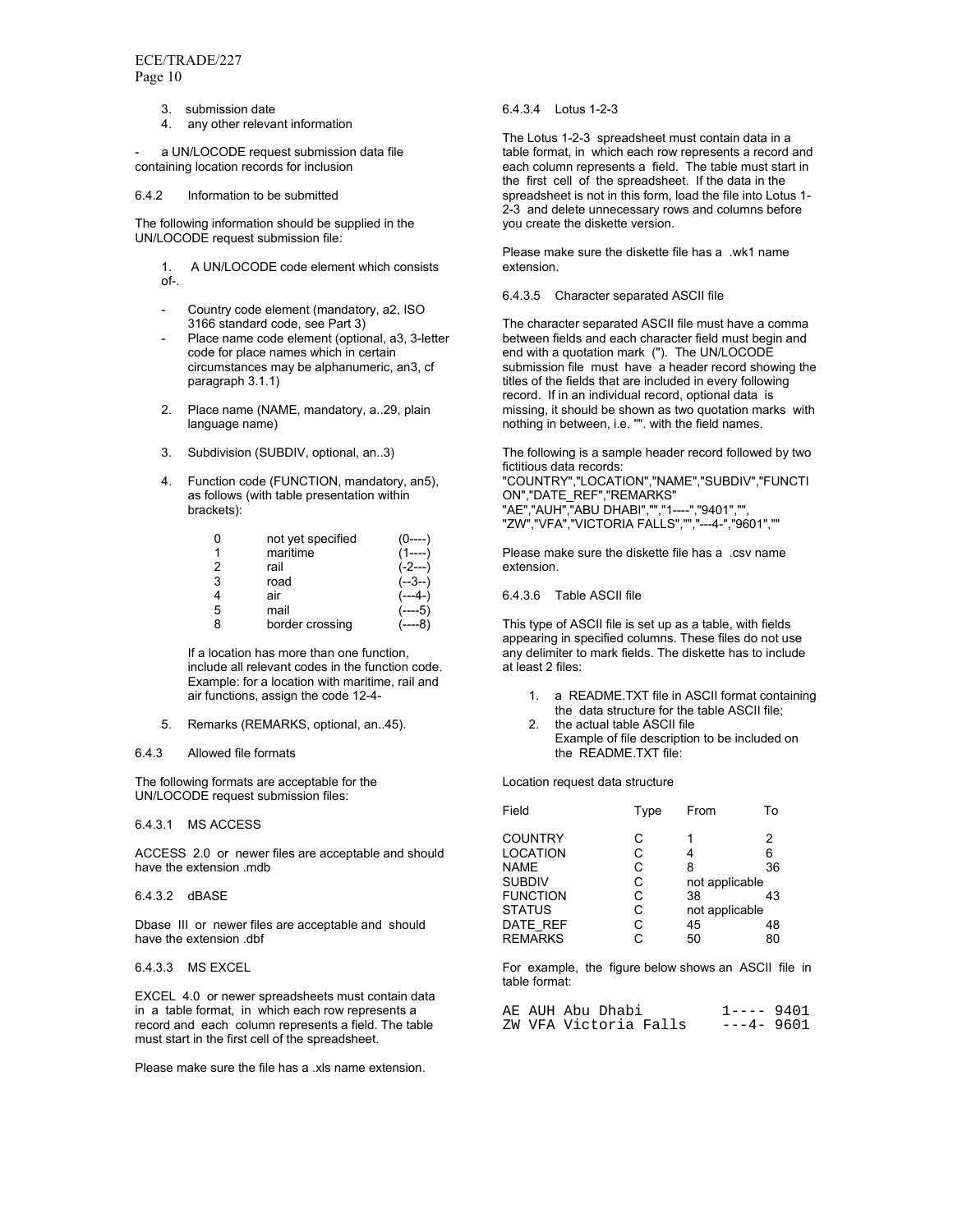3. submission date
4. any other relevant information

- a UN/LOCODE request submission data file containing location records for inclusion

6.4.2 Information to be submitted

The following information should be supplied in the UN/LOCODE request submission file:

1. A UN/LOCODE code element which consists of-.

   - Country code element (mandatory, a2, ISO 3166 standard code, see Part 3)
   - Place name code element (optional, a3, 3-letter code for place names which in certain circumstances may be alphanumeric, an3, cf paragraph 3.1.1)

2. Place name (NAME, mandatory, a..29, plain language name)

3. Subdivision (SUBDIV, optional, an..3)

4. Function code (FUNCTION, mandatory, an5), as follows (with table presentation within brackets):

| | | |
|---|---|---|
| 0 | not yet specified | (0----) |
| 1 | maritime | (1----) |
| 2 | rail | (-2---) |
| 3 | road | (--3--) |
| 4 | air | (---4-) |
| 5 | mail | (----5) |
| 8 | border crossing | (----8) |

   If a location has more than one function, include all relevant codes in the function code. Example: for a location with maritime, rail and air functions, assign the code 12-4-

5. Remarks (REMARKS, optional, an..45).

6.4.3 Allowed file formats

The following formats are acceptable for the UN/LOCODE request submission files:

6.4.3.1 MS ACCESS

ACCESS 2.0 or newer files are acceptable and should have the extension .mdb

6.4.3.2 dBASE

Dbase III or newer files are acceptable and should have the extension .dbf

6.4.3.3 MS EXCEL

EXCEL 4.0 or newer spreadsheets must contain data in a table format, in which each row represents a record and each column represents a field. The table must start in the first cell of the spreadsheet.

Please make sure the file has a .xls name extension.

6.4.3.4 Lotus 1-2-3

The Lotus 1-2-3 spreadsheet must contain data in a table format, in which each row represents a record and each column represents a field. The table must start in the first cell of the spreadsheet. If the data in the spreadsheet is not in this form, load the file into Lotus 1-2-3 and delete unnecessary rows and columns before you create the diskette version.

Please make sure the diskette file has a .wk1 name extension.

6.4.3.5 Character separated ASCII file

The character separated ASCII file must have a comma between fields and each character field must begin and end with a quotation mark ("). The UN/LOCODE submission file must have a header record showing the titles of the fields that are included in every following record. If in an individual record, optional data is missing, it should be shown as two quotation marks with nothing in between, i.e. "". with the field names.

The following is a sample header record followed by two fictitious data records:

```
"COUNTRY","LOCATION","NAME","SUBDIV","FUNCTION","DATE_REF","REMARKS"
"AE","AUH","ABU DHABI","","1----","9401","",
"ZW","VFA","VICTORIA FALLS","","---4-","9601",""
```

Please make sure the diskette file has a .csv name extension.

6.4.3.6 Table ASCII file

This type of ASCII file is set up as a table, with fields appearing in specified columns. These files do not use any delimiter to mark fields. The diskette has to include at least 2 files:

1. a README.TXT file in ASCII format containing the data structure for the table ASCII file;
2. the actual table ASCII file
   Example of file description to be included on the README.TXT file:

Location request data structure

| Field | Type | From | To |
|---|---|---|---|
| COUNTRY | C | 1 | 2 |
| LOCATION | C | 4 | 6 |
| NAME | C | 8 | 36 |
| SUBDIV | C | not applicable | |
| FUNCTION | C | 38 | 43 |
| STATUS | C | not applicable | |
| DATE_REF | C | 45 | 48 |
| REMARKS | C | 50 | 80 |

For example, the figure below shows an ASCII file in table format:

```
AE AUH Abu Dhabi          1---- 9401
ZW VFA Victoria Falls     ---4- 9601
```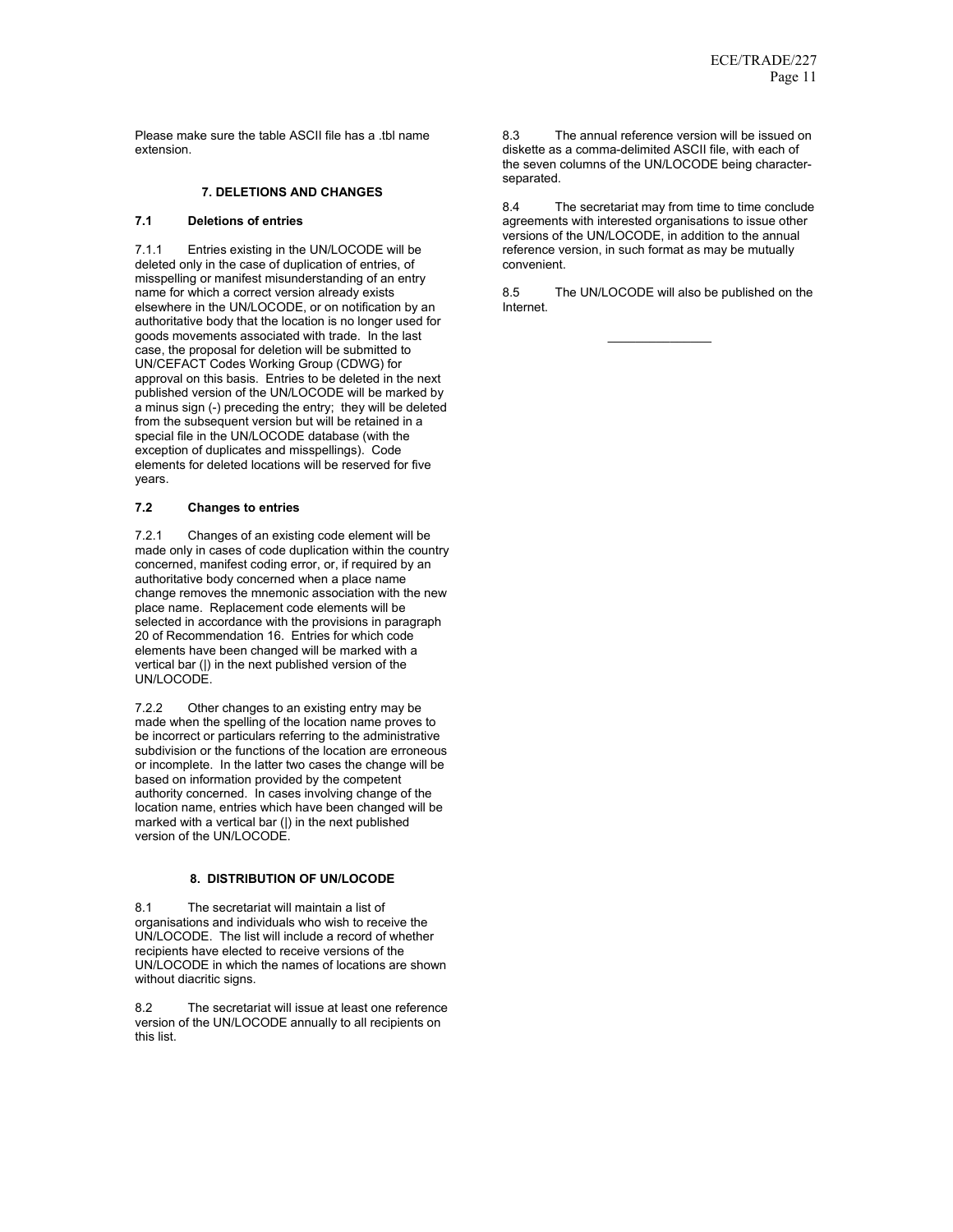Please make sure the table ASCII file has a .tbl name extension.

## 7. DELETIONS AND CHANGES

### 7.1 Deletions of entries

7.1.1 Entries existing in the UN/LOCODE will be deleted only in the case of duplication of entries, of misspelling or manifest misunderstanding of an entry name for which a correct version already exists elsewhere in the UN/LOCODE, or on notification by an authoritative body that the location is no longer used for goods movements associated with trade. In the last case, the proposal for deletion will be submitted to UN/CEFACT Codes Working Group (CDWG) for approval on this basis. Entries to be deleted in the next published version of the UN/LOCODE will be marked by a minus sign (-) preceding the entry; they will be deleted from the subsequent version but will be retained in a special file in the UN/LOCODE database (with the exception of duplicates and misspellings). Code elements for deleted locations will be reserved for five years.

### 7.2 Changes to entries

7.2.1 Changes of an existing code element will be made only in cases of code duplication within the country concerned, manifest coding error, or, if required by an authoritative body concerned when a place name change removes the mnemonic association with the new place name. Replacement code elements will be selected in accordance with the provisions in paragraph 20 of Recommendation 16. Entries for which code elements have been changed will be marked with a vertical bar (|) in the next published version of the UN/LOCODE.

7.2.2 Other changes to an existing entry may be made when the spelling of the location name proves to be incorrect or particulars referring to the administrative subdivision or the functions of the location are erroneous or incomplete. In the latter two cases the change will be based on information provided by the competent authority concerned. In cases involving change of the location name, entries which have been changed will be marked with a vertical bar (|) in the next published version of the UN/LOCODE.

## 8. DISTRIBUTION OF UN/LOCODE

8.1 The secretariat will maintain a list of organisations and individuals who wish to receive the UN/LOCODE. The list will include a record of whether recipients have elected to receive versions of the UN/LOCODE in which the names of locations are shown without diacritic signs.

8.2 The secretariat will issue at least one reference version of the UN/LOCODE annually to all recipients on this list.

8.3 The annual reference version will be issued on diskette as a comma-delimited ASCII file, with each of the seven columns of the UN/LOCODE being character-separated.

8.4 The secretariat may from time to time conclude agreements with interested organisations to issue other versions of the UN/LOCODE, in addition to the annual reference version, in such format as may be mutually convenient.

8.5 The UN/LOCODE will also be published on the Internet.

---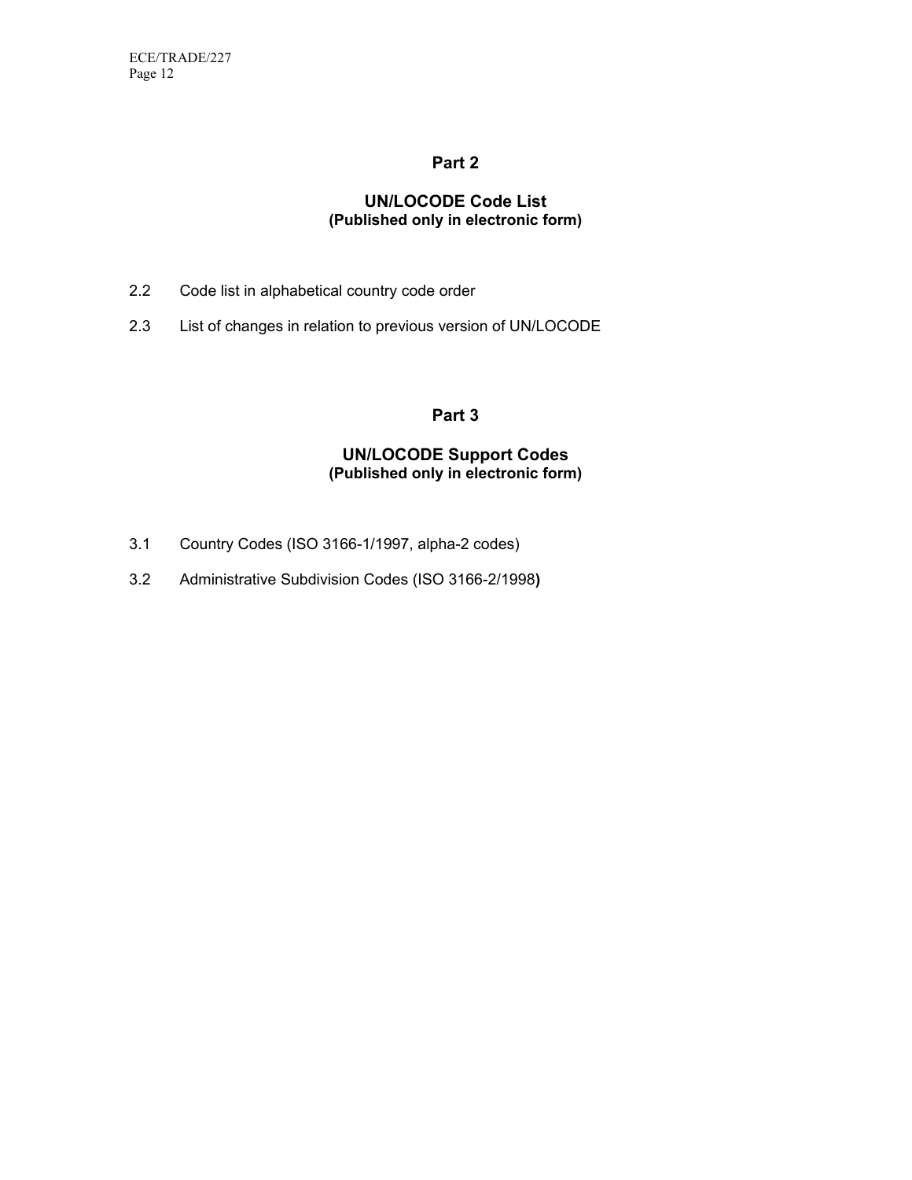## Part 2

### UN/LOCODE Code List
**(Published only in electronic form)**

2.2 Code list in alphabetical country code order

2.3 List of changes in relation to previous version of UN/LOCODE

## Part 3

### UN/LOCODE Support Codes
**(Published only in electronic form)**

3.1 Country Codes (ISO 3166-1/1997, alpha-2 codes)

3.2 Administrative Subdivision Codes (ISO 3166-2/1998)